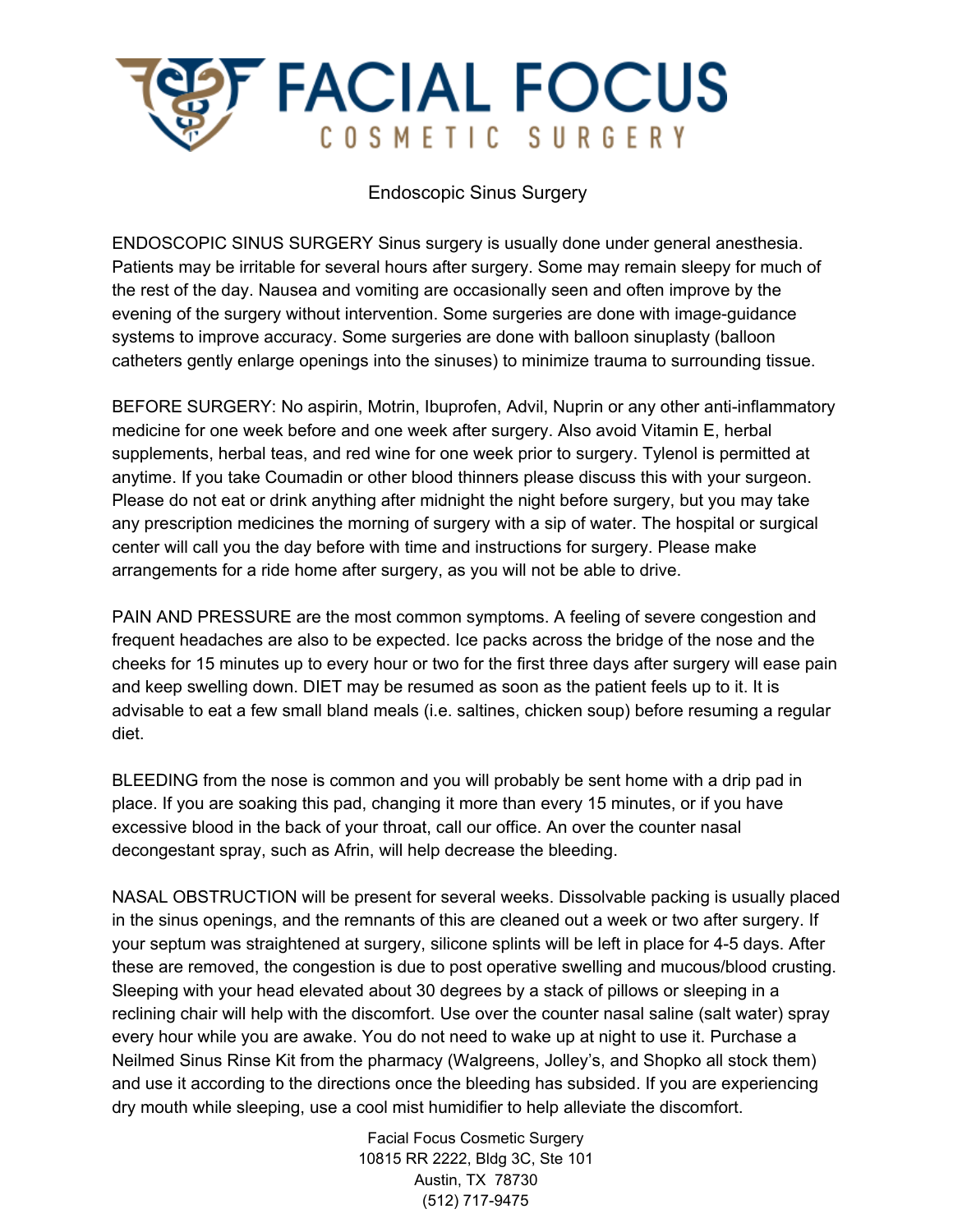# FACIAL FOCUS
## COSMETIC SURGERY

## Endoscopic Sinus Surgery

ENDOSCOPIC SINUS SURGERY Sinus surgery is usually done under general anesthesia. Patients may be irritable for several hours after surgery. Some may remain sleepy for much of the rest of the day. Nausea and vomiting are occasionally seen and often improve by the evening of the surgery without intervention. Some surgeries are done with image-guidance systems to improve accuracy. Some surgeries are done with balloon sinuplasty (balloon catheters gently enlarge openings into the sinuses) to minimize trauma to surrounding tissue.

BEFORE SURGERY: No aspirin, Motrin, Ibuprofen, Advil, Nuprin or any other anti-inflammatory medicine for one week before and one week after surgery. Also avoid Vitamin E, herbal supplements, herbal teas, and red wine for one week prior to surgery. Tylenol is permitted at anytime. If you take Coumadin or other blood thinners please discuss this with your surgeon. Please do not eat or drink anything after midnight the night before surgery, but you may take any prescription medicines the morning of surgery with a sip of water. The hospital or surgical center will call you the day before with time and instructions for surgery. Please make arrangements for a ride home after surgery, as you will not be able to drive.

PAIN AND PRESSURE are the most common symptoms. A feeling of severe congestion and frequent headaches are also to be expected. Ice packs across the bridge of the nose and the cheeks for 15 minutes up to every hour or two for the first three days after surgery will ease pain and keep swelling down. DIET may be resumed as soon as the patient feels up to it. It is advisable to eat a few small bland meals (i.e. saltines, chicken soup) before resuming a regular diet.

BLEEDING from the nose is common and you will probably be sent home with a drip pad in place. If you are soaking this pad, changing it more than every 15 minutes, or if you have excessive blood in the back of your throat, call our office. An over the counter nasal decongestant spray, such as Afrin, will help decrease the bleeding.

NASAL OBSTRUCTION will be present for several weeks. Dissolvable packing is usually placed in the sinus openings, and the remnants of this are cleaned out a week or two after surgery. If your septum was straightened at surgery, silicone splints will be left in place for 4-5 days. After these are removed, the congestion is due to post operative swelling and mucous/blood crusting. Sleeping with your head elevated about 30 degrees by a stack of pillows or sleeping in a reclining chair will help with the discomfort. Use over the counter nasal saline (salt water) spray every hour while you are awake. You do not need to wake up at night to use it. Purchase a Neilmed Sinus Rinse Kit from the pharmacy (Walgreens, Jolley's, and Shopko all stock them) and use it according to the directions once the bleeding has subsided. If you are experiencing dry mouth while sleeping, use a cool mist humidifier to help alleviate the discomfort.

Facial Focus Cosmetic Surgery
10815 RR 2222, Bldg 3C, Ste 101
Austin, TX 78730
(512) 717-9475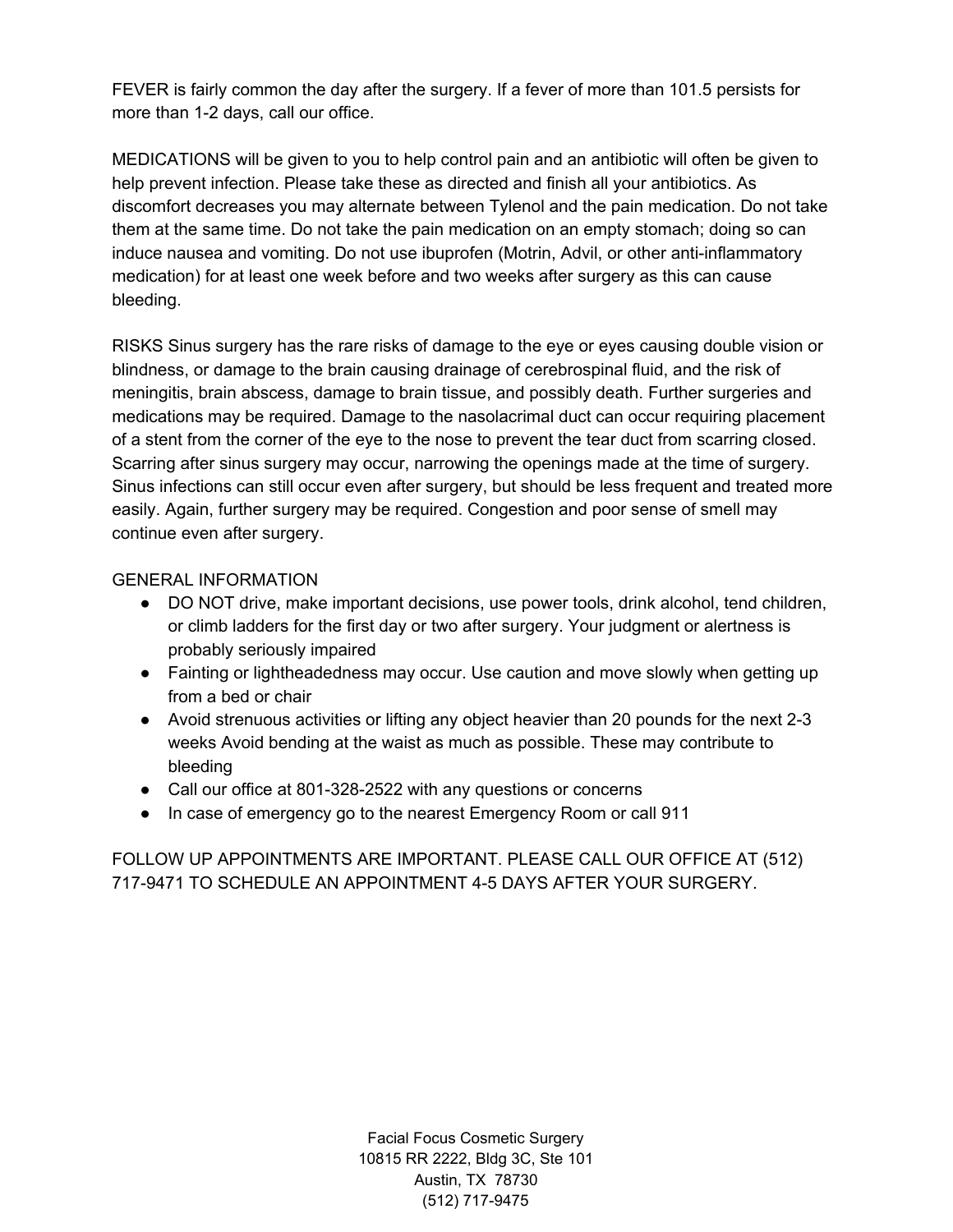FEVER is fairly common the day after the surgery. If a fever of more than 101.5 persists for more than 1-2 days, call our office.

MEDICATIONS will be given to you to help control pain and an antibiotic will often be given to help prevent infection. Please take these as directed and finish all your antibiotics. As discomfort decreases you may alternate between Tylenol and the pain medication. Do not take them at the same time. Do not take the pain medication on an empty stomach; doing so can induce nausea and vomiting. Do not use ibuprofen (Motrin, Advil, or other anti-inflammatory medication) for at least one week before and two weeks after surgery as this can cause bleeding.

RISKS Sinus surgery has the rare risks of damage to the eye or eyes causing double vision or blindness, or damage to the brain causing drainage of cerebrospinal fluid, and the risk of meningitis, brain abscess, damage to brain tissue, and possibly death. Further surgeries and medications may be required. Damage to the nasolacrimal duct can occur requiring placement of a stent from the corner of the eye to the nose to prevent the tear duct from scarring closed. Scarring after sinus surgery may occur, narrowing the openings made at the time of surgery. Sinus infections can still occur even after surgery, but should be less frequent and treated more easily. Again, further surgery may be required. Congestion and poor sense of smell may continue even after surgery.

GENERAL INFORMATION

- DO NOT drive, make important decisions, use power tools, drink alcohol, tend children, or climb ladders for the first day or two after surgery. Your judgment or alertness is probably seriously impaired
- Fainting or lightheadedness may occur. Use caution and move slowly when getting up from a bed or chair
- Avoid strenuous activities or lifting any object heavier than 20 pounds for the next 2-3 weeks Avoid bending at the waist as much as possible. These may contribute to bleeding
- Call our office at 801-328-2522 with any questions or concerns
- In case of emergency go to the nearest Emergency Room or call 911

FOLLOW UP APPOINTMENTS ARE IMPORTANT. PLEASE CALL OUR OFFICE AT (512) 717-9471 TO SCHEDULE AN APPOINTMENT 4-5 DAYS AFTER YOUR SURGERY.

Facial Focus Cosmetic Surgery
10815 RR 2222, Bldg 3C, Ste 101
Austin, TX 78730
(512) 717-9475